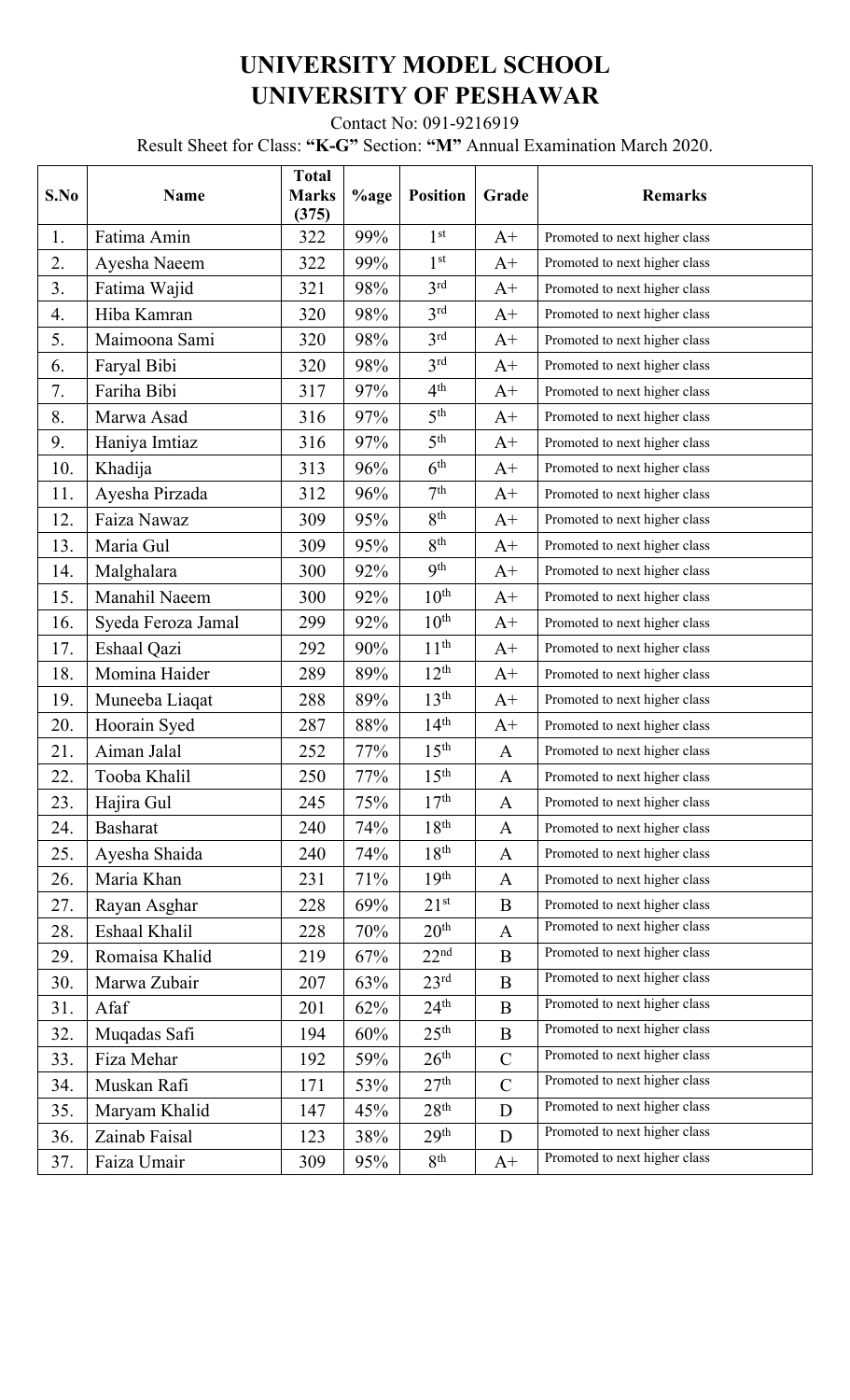# UNIVERSITY MODEL SCHOOL
# UNIVERSITY OF PESHAWAR

Contact No: 091-9216919

Result Sheet for Class: **"K-G"** Section: **"M"** Annual Examination March 2020.

| S.No | Name | Total Marks (375) | %age | Position | Grade | Remarks |
|---|---|---|---|---|---|---|
| 1. | Fatima Amin | 322 | 99% | 1st | A+ | Promoted to next higher class |
| 2. | Ayesha Naeem | 322 | 99% | 1st | A+ | Promoted to next higher class |
| 3. | Fatima Wajid | 321 | 98% | 3rd | A+ | Promoted to next higher class |
| 4. | Hiba Kamran | 320 | 98% | 3rd | A+ | Promoted to next higher class |
| 5. | Maimoona Sami | 320 | 98% | 3rd | A+ | Promoted to next higher class |
| 6. | Faryal Bibi | 320 | 98% | 3rd | A+ | Promoted to next higher class |
| 7. | Fariha Bibi | 317 | 97% | 4th | A+ | Promoted to next higher class |
| 8. | Marwa Asad | 316 | 97% | 5th | A+ | Promoted to next higher class |
| 9. | Haniya Imtiaz | 316 | 97% | 5th | A+ | Promoted to next higher class |
| 10. | Khadija | 313 | 96% | 6th | A+ | Promoted to next higher class |
| 11. | Ayesha Pirzada | 312 | 96% | 7th | A+ | Promoted to next higher class |
| 12. | Faiza Nawaz | 309 | 95% | 8th | A+ | Promoted to next higher class |
| 13. | Maria Gul | 309 | 95% | 8th | A+ | Promoted to next higher class |
| 14. | Malghalara | 300 | 92% | 9th | A+ | Promoted to next higher class |
| 15. | Manahil Naeem | 300 | 92% | 10th | A+ | Promoted to next higher class |
| 16. | Syeda Feroza Jamal | 299 | 92% | 10th | A+ | Promoted to next higher class |
| 17. | Eshaal Qazi | 292 | 90% | 11th | A+ | Promoted to next higher class |
| 18. | Momina Haider | 289 | 89% | 12th | A+ | Promoted to next higher class |
| 19. | Muneeba Liaqat | 288 | 89% | 13th | A+ | Promoted to next higher class |
| 20. | Hoorain Syed | 287 | 88% | 14th | A+ | Promoted to next higher class |
| 21. | Aiman Jalal | 252 | 77% | 15th | A | Promoted to next higher class |
| 22. | Tooba Khalil | 250 | 77% | 15th | A | Promoted to next higher class |
| 23. | Hajira Gul | 245 | 75% | 17th | A | Promoted to next higher class |
| 24. | Basharat | 240 | 74% | 18th | A | Promoted to next higher class |
| 25. | Ayesha Shaida | 240 | 74% | 18th | A | Promoted to next higher class |
| 26. | Maria Khan | 231 | 71% | 19th | A | Promoted to next higher class |
| 27. | Rayan Asghar | 228 | 69% | 21st | B | Promoted to next higher class |
| 28. | Eshaal Khalil | 228 | 70% | 20th | A | Promoted to next higher class |
| 29. | Romaisa Khalid | 219 | 67% | 22nd | B | Promoted to next higher class |
| 30. | Marwa Zubair | 207 | 63% | 23rd | B | Promoted to next higher class |
| 31. | Afaf | 201 | 62% | 24th | B | Promoted to next higher class |
| 32. | Muqadas Safi | 194 | 60% | 25th | B | Promoted to next higher class |
| 33. | Fiza Mehar | 192 | 59% | 26th | C | Promoted to next higher class |
| 34. | Muskan Rafi | 171 | 53% | 27th | C | Promoted to next higher class |
| 35. | Maryam Khalid | 147 | 45% | 28th | D | Promoted to next higher class |
| 36. | Zainab Faisal | 123 | 38% | 29th | D | Promoted to next higher class |
| 37. | Faiza Umair | 309 | 95% | 8th | A+ | Promoted to next higher class |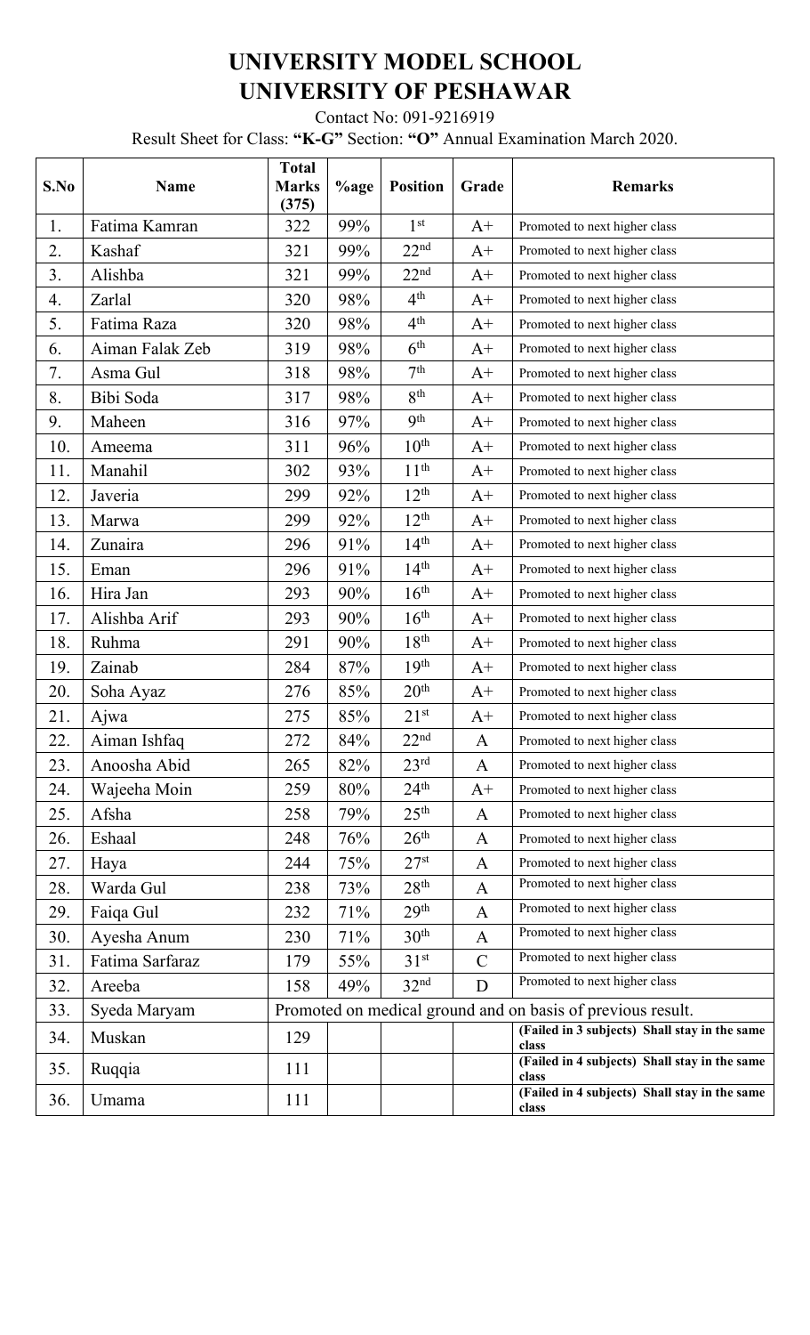# UNIVERSITY MODEL SCHOOL
# UNIVERSITY OF PESHAWAR

Contact No: 091-9216919

Result Sheet for Class: **"K-G"** Section: **"O"** Annual Examination March 2020.

| S.No | Name | Total Marks (375) | %age | Position | Grade | Remarks |
|---|---|---|---|---|---|---|
| 1. | Fatima Kamran | 322 | 99% | 1st | A+ | Promoted to next higher class |
| 2. | Kashaf | 321 | 99% | 22nd | A+ | Promoted to next higher class |
| 3. | Alishba | 321 | 99% | 22nd | A+ | Promoted to next higher class |
| 4. | Zarlal | 320 | 98% | 4th | A+ | Promoted to next higher class |
| 5. | Fatima Raza | 320 | 98% | 4th | A+ | Promoted to next higher class |
| 6. | Aiman Falak Zeb | 319 | 98% | 6th | A+ | Promoted to next higher class |
| 7. | Asma Gul | 318 | 98% | 7th | A+ | Promoted to next higher class |
| 8. | Bibi Soda | 317 | 98% | 8th | A+ | Promoted to next higher class |
| 9. | Maheen | 316 | 97% | 9th | A+ | Promoted to next higher class |
| 10. | Ameema | 311 | 96% | 10th | A+ | Promoted to next higher class |
| 11. | Manahil | 302 | 93% | 11th | A+ | Promoted to next higher class |
| 12. | Javeria | 299 | 92% | 12th | A+ | Promoted to next higher class |
| 13. | Marwa | 299 | 92% | 12th | A+ | Promoted to next higher class |
| 14. | Zunaira | 296 | 91% | 14th | A+ | Promoted to next higher class |
| 15. | Eman | 296 | 91% | 14th | A+ | Promoted to next higher class |
| 16. | Hira Jan | 293 | 90% | 16th | A+ | Promoted to next higher class |
| 17. | Alishba Arif | 293 | 90% | 16th | A+ | Promoted to next higher class |
| 18. | Ruhma | 291 | 90% | 18th | A+ | Promoted to next higher class |
| 19. | Zainab | 284 | 87% | 19th | A+ | Promoted to next higher class |
| 20. | Soha Ayaz | 276 | 85% | 20th | A+ | Promoted to next higher class |
| 21. | Ajwa | 275 | 85% | 21st | A+ | Promoted to next higher class |
| 22. | Aiman Ishfaq | 272 | 84% | 22nd | A | Promoted to next higher class |
| 23. | Anoosha Abid | 265 | 82% | 23rd | A | Promoted to next higher class |
| 24. | Wajeeha Moin | 259 | 80% | 24th | A+ | Promoted to next higher class |
| 25. | Afsha | 258 | 79% | 25th | A | Promoted to next higher class |
| 26. | Eshaal | 248 | 76% | 26th | A | Promoted to next higher class |
| 27. | Haya | 244 | 75% | 27st | A | Promoted to next higher class |
| 28. | Warda Gul | 238 | 73% | 28th | A | Promoted to next higher class |
| 29. | Faiqa Gul | 232 | 71% | 29th | A | Promoted to next higher class |
| 30. | Ayesha Anum | 230 | 71% | 30th | A | Promoted to next higher class |
| 31. | Fatima Sarfaraz | 179 | 55% | 31st | C | Promoted to next higher class |
| 32. | Areeba | 158 | 49% | 32nd | D | Promoted to next higher class |
| 33. | Syeda Maryam | Promoted on medical ground and on basis of previous result. | | | | |
| 34. | Muskan | 129 | | | | **(Failed in 3 subjects) Shall stay in the same class** |
| 35. | Ruqqia | 111 | | | | **(Failed in 4 subjects) Shall stay in the same class** |
| 36. | Umama | 111 | | | | **(Failed in 4 subjects) Shall stay in the same class** |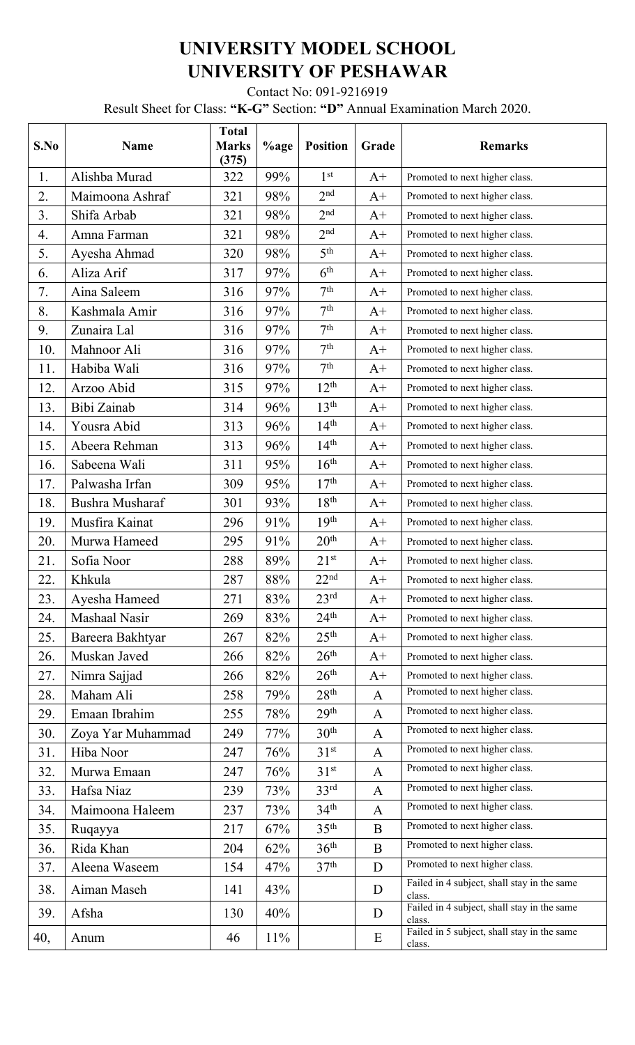# UNIVERSITY MODEL SCHOOL
# UNIVERSITY OF PESHAWAR

Contact No: 091-9216919

Result Sheet for Class: **"K-G"** Section: **"D"** Annual Examination March 2020.

| S.No | Name | Total Marks (375) | %age | Position | Grade | Remarks |
|---|---|---|---|---|---|---|
| 1. | Alishba Murad | 322 | 99% | 1st | A+ | Promoted to next higher class. |
| 2. | Maimoona Ashraf | 321 | 98% | 2nd | A+ | Promoted to next higher class. |
| 3. | Shifa Arbab | 321 | 98% | 2nd | A+ | Promoted to next higher class. |
| 4. | Amna Farman | 321 | 98% | 2nd | A+ | Promoted to next higher class. |
| 5. | Ayesha Ahmad | 320 | 98% | 5th | A+ | Promoted to next higher class. |
| 6. | Aliza Arif | 317 | 97% | 6th | A+ | Promoted to next higher class. |
| 7. | Aina Saleem | 316 | 97% | 7th | A+ | Promoted to next higher class. |
| 8. | Kashmala Amir | 316 | 97% | 7th | A+ | Promoted to next higher class. |
| 9. | Zunaira Lal | 316 | 97% | 7th | A+ | Promoted to next higher class. |
| 10. | Mahnoor Ali | 316 | 97% | 7th | A+ | Promoted to next higher class. |
| 11. | Habiba Wali | 316 | 97% | 7th | A+ | Promoted to next higher class. |
| 12. | Arzoo Abid | 315 | 97% | 12th | A+ | Promoted to next higher class. |
| 13. | Bibi Zainab | 314 | 96% | 13th | A+ | Promoted to next higher class. |
| 14. | Yousra Abid | 313 | 96% | 14th | A+ | Promoted to next higher class. |
| 15. | Abeera Rehman | 313 | 96% | 14th | A+ | Promoted to next higher class. |
| 16. | Sabeena Wali | 311 | 95% | 16th | A+ | Promoted to next higher class. |
| 17. | Palwasha Irfan | 309 | 95% | 17th | A+ | Promoted to next higher class. |
| 18. | Bushra Musharaf | 301 | 93% | 18th | A+ | Promoted to next higher class. |
| 19. | Musfira Kainat | 296 | 91% | 19th | A+ | Promoted to next higher class. |
| 20. | Murwa Hameed | 295 | 91% | 20th | A+ | Promoted to next higher class. |
| 21. | Sofia Noor | 288 | 89% | 21st | A+ | Promoted to next higher class. |
| 22. | Khkula | 287 | 88% | 22nd | A+ | Promoted to next higher class. |
| 23. | Ayesha Hameed | 271 | 83% | 23rd | A+ | Promoted to next higher class. |
| 24. | Mashaal Nasir | 269 | 83% | 24th | A+ | Promoted to next higher class. |
| 25. | Bareera Bakhtyar | 267 | 82% | 25th | A+ | Promoted to next higher class. |
| 26. | Muskan Javed | 266 | 82% | 26th | A+ | Promoted to next higher class. |
| 27. | Nimra Sajjad | 266 | 82% | 26th | A+ | Promoted to next higher class. |
| 28. | Maham Ali | 258 | 79% | 28th | A | Promoted to next higher class. |
| 29. | Emaan Ibrahim | 255 | 78% | 29th | A | Promoted to next higher class. |
| 30. | Zoya Yar Muhammad | 249 | 77% | 30th | A | Promoted to next higher class. |
| 31. | Hiba Noor | 247 | 76% | 31st | A | Promoted to next higher class. |
| 32. | Murwa Emaan | 247 | 76% | 31st | A | Promoted to next higher class. |
| 33. | Hafsa Niaz | 239 | 73% | 33rd | A | Promoted to next higher class. |
| 34. | Maimoona Haleem | 237 | 73% | 34th | A | Promoted to next higher class. |
| 35. | Ruqayya | 217 | 67% | 35th | B | Promoted to next higher class. |
| 36. | Rida Khan | 204 | 62% | 36th | B | Promoted to next higher class. |
| 37. | Aleena Waseem | 154 | 47% | 37th | D | Promoted to next higher class. |
| 38. | Aiman Maseh | 141 | 43% | | D | Failed in 4 subject, shall stay in the same class. |
| 39. | Afsha | 130 | 40% | | D | Failed in 4 subject, shall stay in the same class. |
| 40, | Anum | 46 | 11% | | E | Failed in 5 subject, shall stay in the same class. |